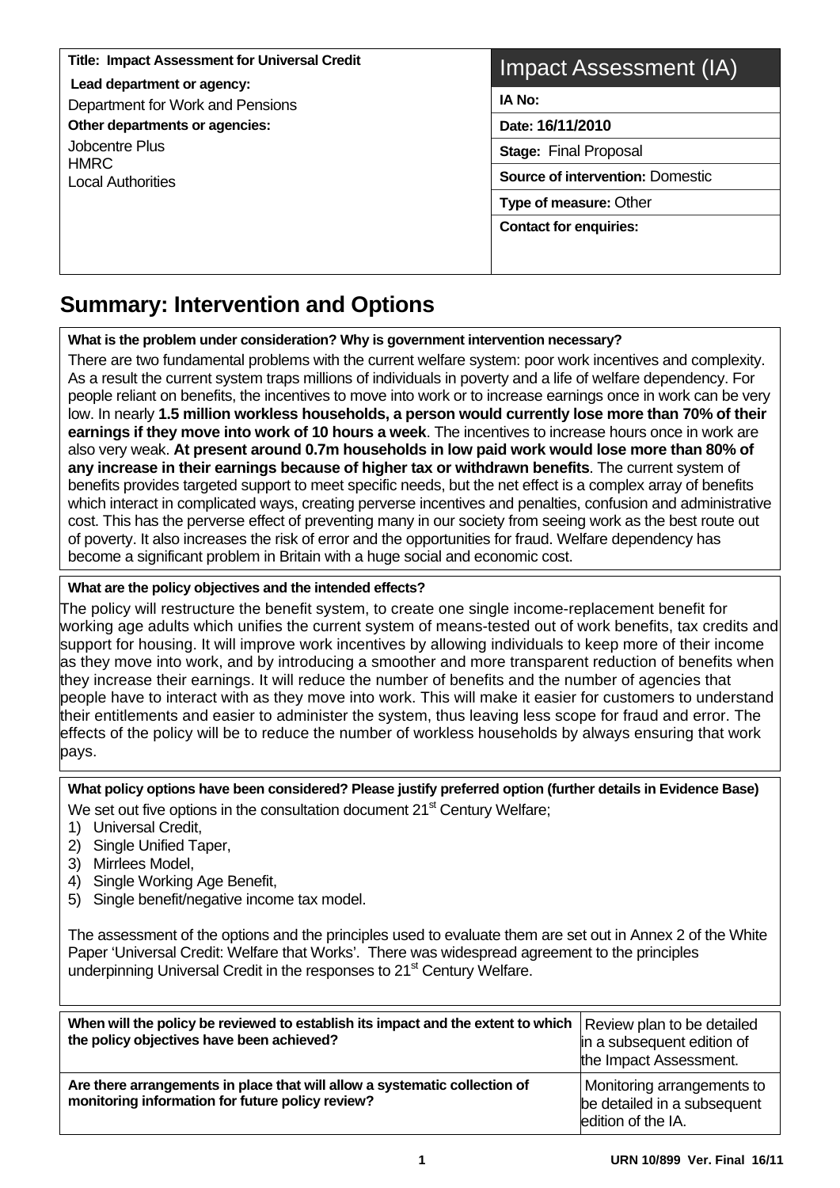| | |
|---|---|
| **Title: Impact Assessment for Universal Credit** | Impact Assessment (IA) |
| **Lead department or agency:** Department for Work and Pensions | **IA No:** |
| **Other departments or agencies:** Jobcentre Plus HMRC Local Authorities | **Date: 16/11/2010** |
| | **Stage:** Final Proposal |
| | **Source of intervention:** Domestic |
| | **Type of measure:** Other |
| | **Contact for enquiries:** |

## Summary: Intervention and Options

**What is the problem under consideration? Why is government intervention necessary?**

There are two fundamental problems with the current welfare system: poor work incentives and complexity. As a result the current system traps millions of individuals in poverty and a life of welfare dependency. For people reliant on benefits, the incentives to move into work or to increase earnings once in work can be very low. In nearly **1.5 million workless households, a person would currently lose more than 70% of their earnings if they move into work of 10 hours a week**. The incentives to increase hours once in work are also very weak. **At present around 0.7m households in low paid work would lose more than 80% of any increase in their earnings because of higher tax or withdrawn benefits**. The current system of benefits provides targeted support to meet specific needs, but the net effect is a complex array of benefits which interact in complicated ways, creating perverse incentives and penalties, confusion and administrative cost. This has the perverse effect of preventing many in our society from seeing work as the best route out of poverty. It also increases the risk of error and the opportunities for fraud. Welfare dependency has become a significant problem in Britain with a huge social and economic cost.

**What are the policy objectives and the intended effects?**

The policy will restructure the benefit system, to create one single income-replacement benefit for working age adults which unifies the current system of means-tested out of work benefits, tax credits and support for housing. It will improve work incentives by allowing individuals to keep more of their income as they move into work, and by introducing a smoother and more transparent reduction of benefits when they increase their earnings. It will reduce the number of benefits and the number of agencies that people have to interact with as they move into work. This will make it easier for customers to understand their entitlements and easier to administer the system, thus leaving less scope for fraud and error. The effects of the policy will be to reduce the number of workless households by always ensuring that work pays.

**What policy options have been considered? Please justify preferred option (further details in Evidence Base)**

We set out five options in the consultation document 21st Century Welfare;

1) Universal Credit,
2) Single Unified Taper,
3) Mirrlees Model,
4) Single Working Age Benefit,
5) Single benefit/negative income tax model.

The assessment of the options and the principles used to evaluate them are set out in Annex 2 of the White Paper 'Universal Credit: Welfare that Works'. There was widespread agreement to the principles underpinning Universal Credit in the responses to 21st Century Welfare.

| | |
|---|---|
| **When will the policy be reviewed to establish its impact and the extent to which the policy objectives have been achieved?** | Review plan to be detailed in a subsequent edition of the Impact Assessment. |
| **Are there arrangements in place that will allow a systematic collection of monitoring information for future policy review?** | Monitoring arrangements to be detailed in a subsequent edition of the IA. |

URN 10/899 Ver. Final 16/11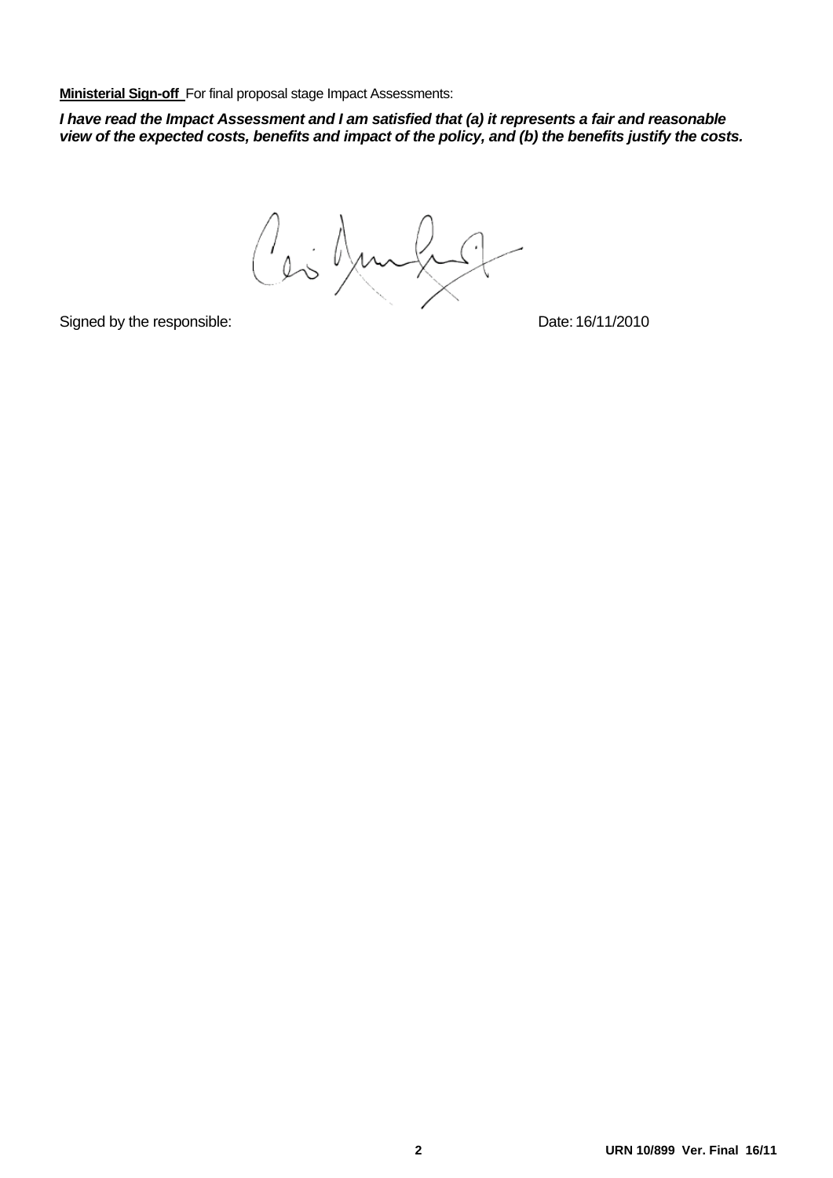**Ministerial Sign-off** For final proposal stage Impact Assessments:

***I have read the Impact Assessment and I am satisfied that (a) it represents a fair and reasonable view of the expected costs, benefits and impact of the policy, and (b) the benefits justify the costs.***

Signed by the responsible: Date: 16/11/2010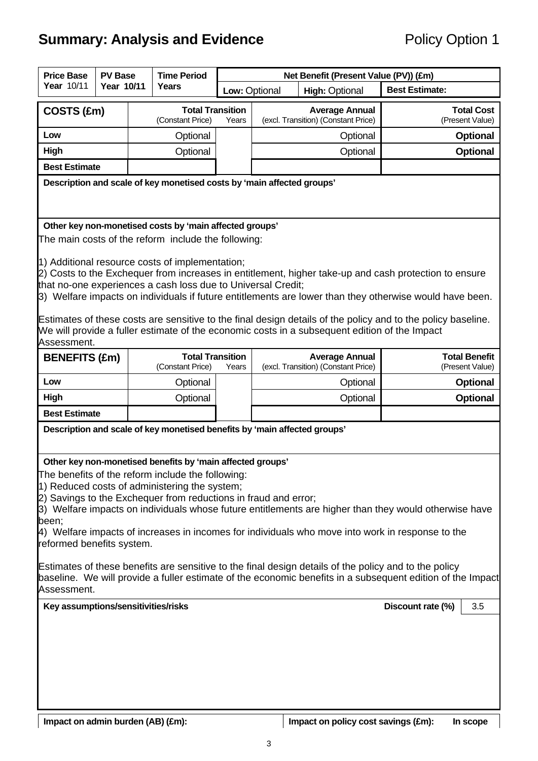# Summary: Analysis and Evidence

Policy Option 1

| Price Base Year 10/11 | PV Base Year 10/11 | Time Period Years | Net Benefit (Present Value (PV)) (£m) | | |
|---|---|---|---|---|---|
| | | | Low: Optional | High: Optional | Best Estimate: |

| COSTS (£m) | Total Transition (Constant Price) | Years | Average Annual (excl. Transition) (Constant Price) | Total Cost (Present Value) |
|---|---|---|---|---|
| Low | Optional | | Optional | **Optional** |
| High | Optional | | Optional | **Optional** |
| Best Estimate | | | | |

**Description and scale of key monetised costs by 'main affected groups'**

**Other key non-monetised costs by 'main affected groups'**

The main costs of the reform include the following:

1) Additional resource costs of implementation;
2) Costs to the Exchequer from increases in entitlement, higher take-up and cash protection to ensure that no-one experiences a cash loss due to Universal Credit;
3) Welfare impacts on individuals if future entitlements are lower than they otherwise would have been.

Estimates of these costs are sensitive to the final design details of the policy and to the policy baseline. We will provide a fuller estimate of the economic costs in a subsequent edition of the Impact Assessment.

| BENEFITS (£m) | Total Transition (Constant Price) | Years | Average Annual (excl. Transition) (Constant Price) | Total Benefit (Present Value) |
|---|---|---|---|---|
| Low | Optional | | Optional | **Optional** |
| High | Optional | | Optional | **Optional** |
| Best Estimate | | | | |

**Description and scale of key monetised benefits by 'main affected groups'**

**Other key non-monetised benefits by 'main affected groups'**

The benefits of the reform include the following:
1) Reduced costs of administering the system;
2) Savings to the Exchequer from reductions in fraud and error;
3) Welfare impacts on individuals whose future entitlements are higher than they would otherwise have been;
4) Welfare impacts of increases in incomes for individuals who move into work in response to the reformed benefits system.

Estimates of these benefits are sensitive to the final design details of the policy and to the policy baseline. We will provide a fuller estimate of the economic benefits in a subsequent edition of the Impact Assessment.

**Key assumptions/sensitivities/risks** | **Discount rate (%)** 3.5

**Impact on admin burden (AB) (£m):** | **Impact on policy cost savings (£m):** | **In scope**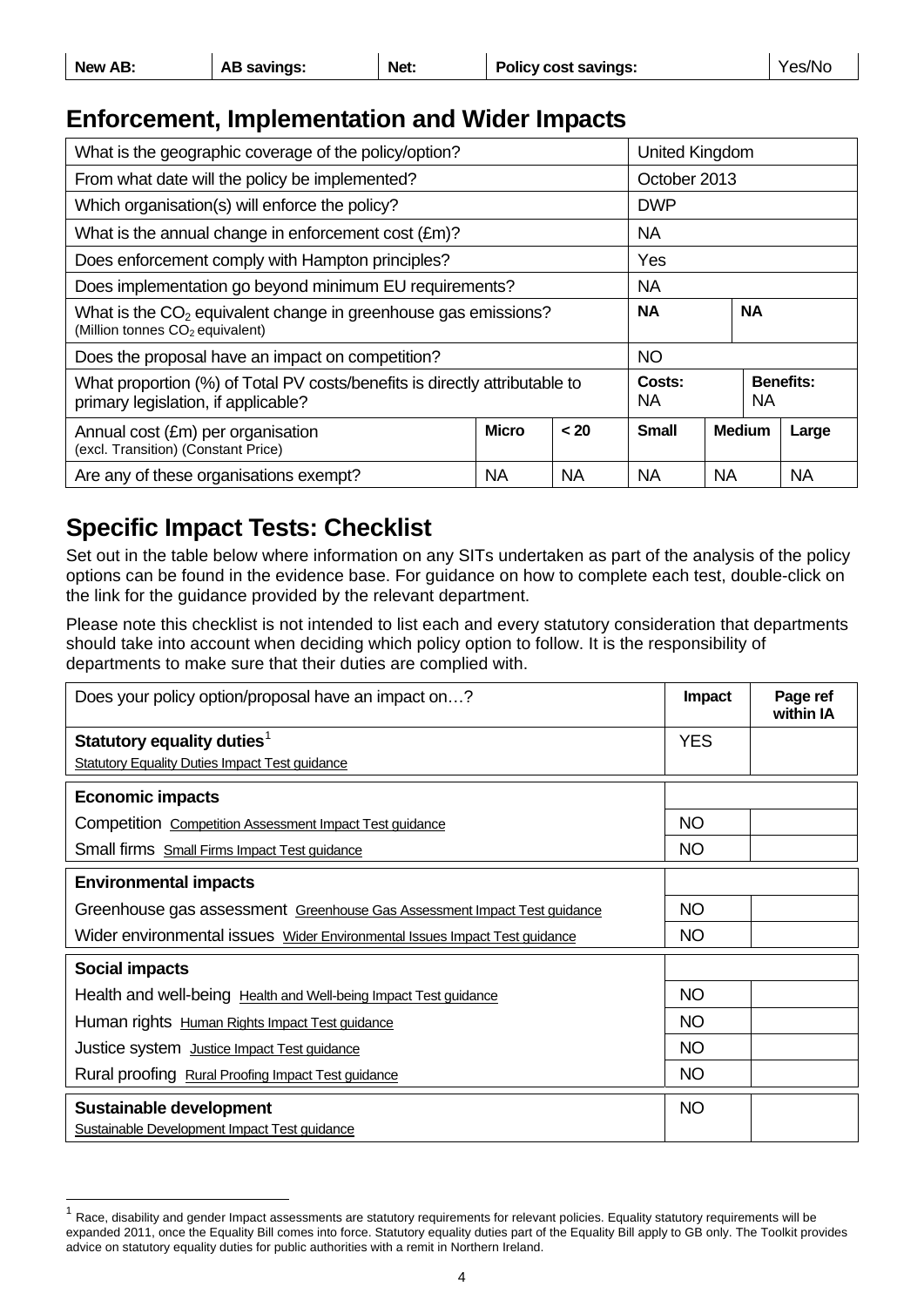| New AB: | AB savings: | Net: | Policy cost savings: | Yes/No |
|---|---|---|---|---|

## Enforcement, Implementation and Wider Impacts

| | | | | | | |
|---|---|---|---|---|---|---|
| What is the geographic coverage of the policy/option? | | | United Kingdom | | | |
| From what date will the policy be implemented? | | | October 2013 | | | |
| Which organisation(s) will enforce the policy? | | | DWP | | | |
| What is the annual change in enforcement cost (£m)? | | | NA | | | |
| Does enforcement comply with Hampton principles? | | | Yes | | | |
| Does implementation go beyond minimum EU requirements? | | | NA | | | |
| What is the $CO_2$ equivalent change in greenhouse gas emissions? (Million tonnes $CO_2$ equivalent) | | | **NA** | | **NA** | |
| Does the proposal have an impact on competition? | | | NO | | | |
| What proportion (%) of Total PV costs/benefits is directly attributable to primary legislation, if applicable? | | | **Costs:** NA | | **Benefits:** NA | |
| Annual cost (£m) per organisation (excl. Transition) (Constant Price) | **Micro** | **< 20** | **Small** | **Medium** | | **Large** |
| Are any of these organisations exempt? | NA | NA | NA | NA | | NA |

## Specific Impact Tests: Checklist

Set out in the table below where information on any SITs undertaken as part of the analysis of the policy options can be found in the evidence base. For guidance on how to complete each test, double-click on the link for the guidance provided by the relevant department.

Please note this checklist is not intended to list each and every statutory consideration that departments should take into account when deciding which policy option to follow. It is the responsibility of departments to make sure that their duties are complied with.

| Does your policy option/proposal have an impact on…? | **Impact** | **Page ref within IA** |
|---|---|---|
| **Statutory equality duties**[1] Statutory Equality Duties Impact Test guidance | YES | |
| **Economic impacts** | | |
| Competition Competition Assessment Impact Test guidance | NO | |
| Small firms Small Firms Impact Test guidance | NO | |
| **Environmental impacts** | | |
| Greenhouse gas assessment Greenhouse Gas Assessment Impact Test guidance | NO | |
| Wider environmental issues Wider Environmental Issues Impact Test guidance | NO | |
| **Social impacts** | | |
| Health and well-being Health and Well-being Impact Test guidance | NO | |
| Human rights Human Rights Impact Test guidance | NO | |
| Justice system Justice Impact Test guidance | NO | |
| Rural proofing Rural Proofing Impact Test guidance | NO | |
| **Sustainable development** Sustainable Development Impact Test guidance | NO | |

[1] Race, disability and gender Impact assessments are statutory requirements for relevant policies. Equality statutory requirements will be expanded 2011, once the Equality Bill comes into force. Statutory equality duties part of the Equality Bill apply to GB only. The Toolkit provides advice on statutory equality duties for public authorities with a remit in Northern Ireland.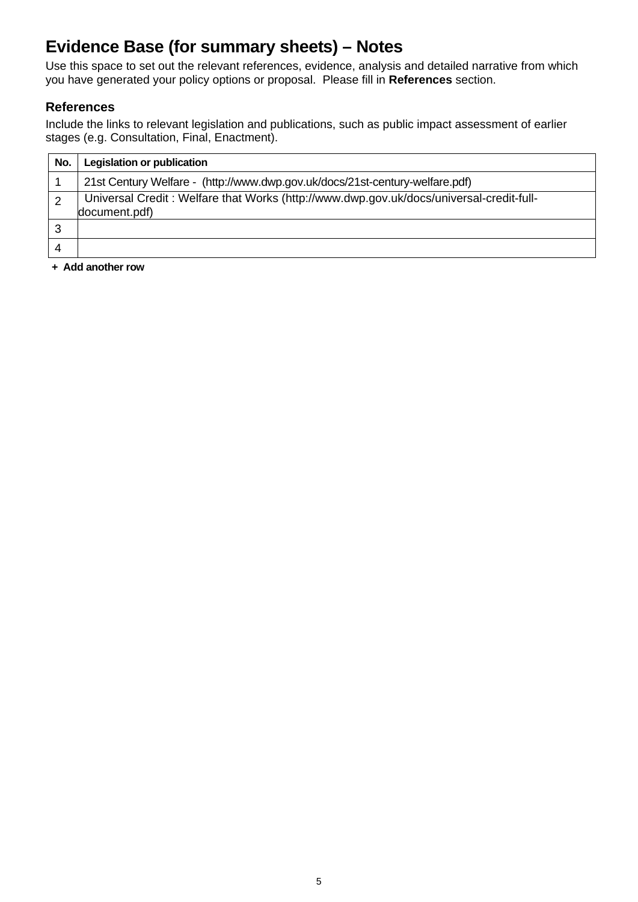# Evidence Base (for summary sheets) – Notes

Use this space to set out the relevant references, evidence, analysis and detailed narrative from which you have generated your policy options or proposal. Please fill in **References** section.

## References

Include the links to relevant legislation and publications, such as public impact assessment of earlier stages (e.g. Consultation, Final, Enactment).

| No. | Legislation or publication |
|---|---|
| 1 | 21st Century Welfare - (http://www.dwp.gov.uk/docs/21st-century-welfare.pdf) |
| 2 | Universal Credit : Welfare that Works (http://www.dwp.gov.uk/docs/universal-credit-full-document.pdf) |
| 3 | |
| 4 | |

**+ Add another row**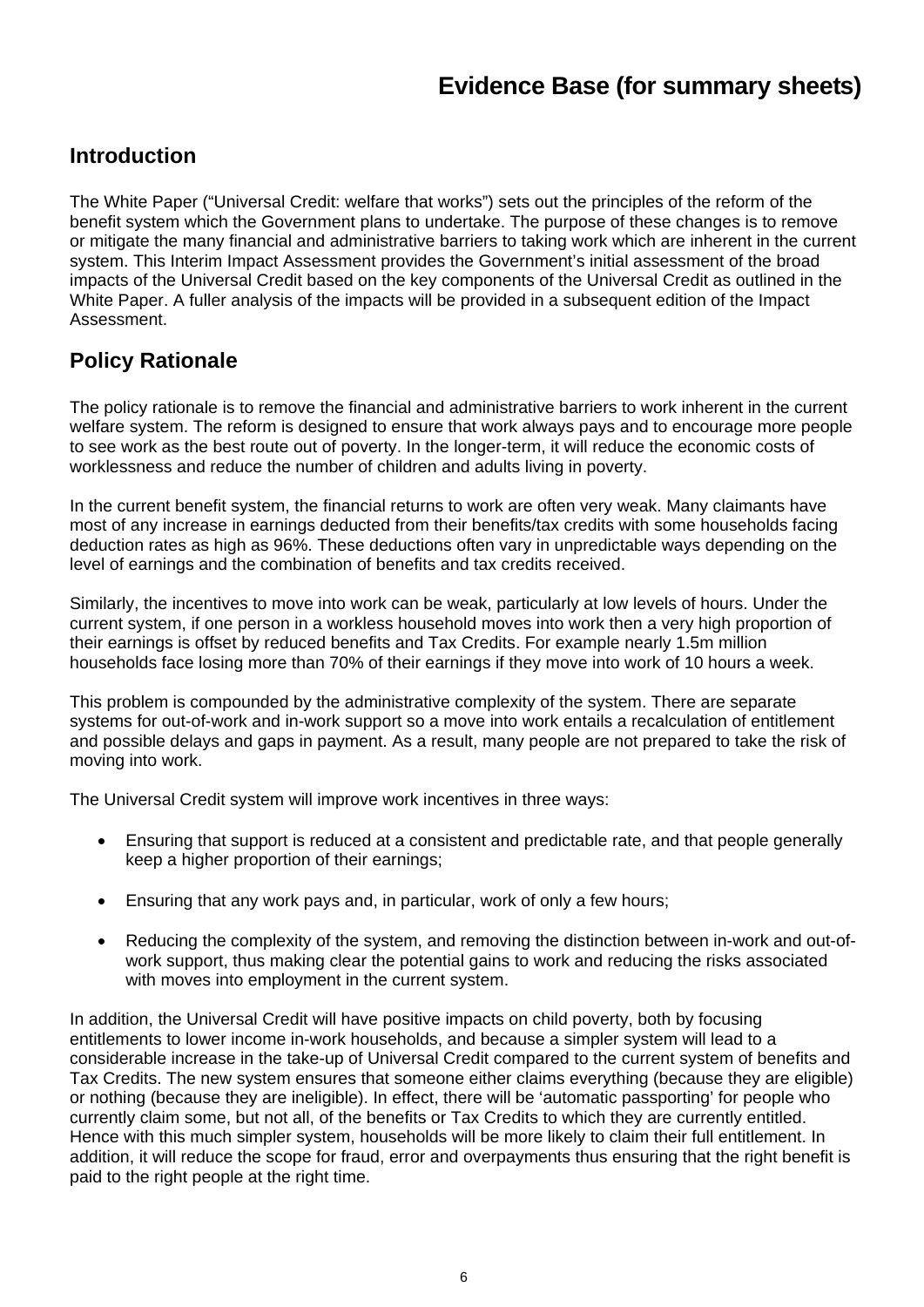# Evidence Base (for summary sheets)

## Introduction

The White Paper ("Universal Credit: welfare that works") sets out the principles of the reform of the benefit system which the Government plans to undertake. The purpose of these changes is to remove or mitigate the many financial and administrative barriers to taking work which are inherent in the current system. This Interim Impact Assessment provides the Government's initial assessment of the broad impacts of the Universal Credit based on the key components of the Universal Credit as outlined in the White Paper. A fuller analysis of the impacts will be provided in a subsequent edition of the Impact Assessment.

## Policy Rationale

The policy rationale is to remove the financial and administrative barriers to work inherent in the current welfare system. The reform is designed to ensure that work always pays and to encourage more people to see work as the best route out of poverty. In the longer-term, it will reduce the economic costs of worklessness and reduce the number of children and adults living in poverty.

In the current benefit system, the financial returns to work are often very weak. Many claimants have most of any increase in earnings deducted from their benefits/tax credits with some households facing deduction rates as high as 96%. These deductions often vary in unpredictable ways depending on the level of earnings and the combination of benefits and tax credits received.

Similarly, the incentives to move into work can be weak, particularly at low levels of hours. Under the current system, if one person in a workless household moves into work then a very high proportion of their earnings is offset by reduced benefits and Tax Credits. For example nearly 1.5m million households face losing more than 70% of their earnings if they move into work of 10 hours a week.

This problem is compounded by the administrative complexity of the system. There are separate systems for out-of-work and in-work support so a move into work entails a recalculation of entitlement and possible delays and gaps in payment. As a result, many people are not prepared to take the risk of moving into work.

The Universal Credit system will improve work incentives in three ways:

- Ensuring that support is reduced at a consistent and predictable rate, and that people generally keep a higher proportion of their earnings;
- Ensuring that any work pays and, in particular, work of only a few hours;
- Reducing the complexity of the system, and removing the distinction between in-work and out-of-work support, thus making clear the potential gains to work and reducing the risks associated with moves into employment in the current system.

In addition, the Universal Credit will have positive impacts on child poverty, both by focusing entitlements to lower income in-work households, and because a simpler system will lead to a considerable increase in the take-up of Universal Credit compared to the current system of benefits and Tax Credits. The new system ensures that someone either claims everything (because they are eligible) or nothing (because they are ineligible). In effect, there will be 'automatic passporting' for people who currently claim some, but not all, of the benefits or Tax Credits to which they are currently entitled. Hence with this much simpler system, households will be more likely to claim their full entitlement. In addition, it will reduce the scope for fraud, error and overpayments thus ensuring that the right benefit is paid to the right people at the right time.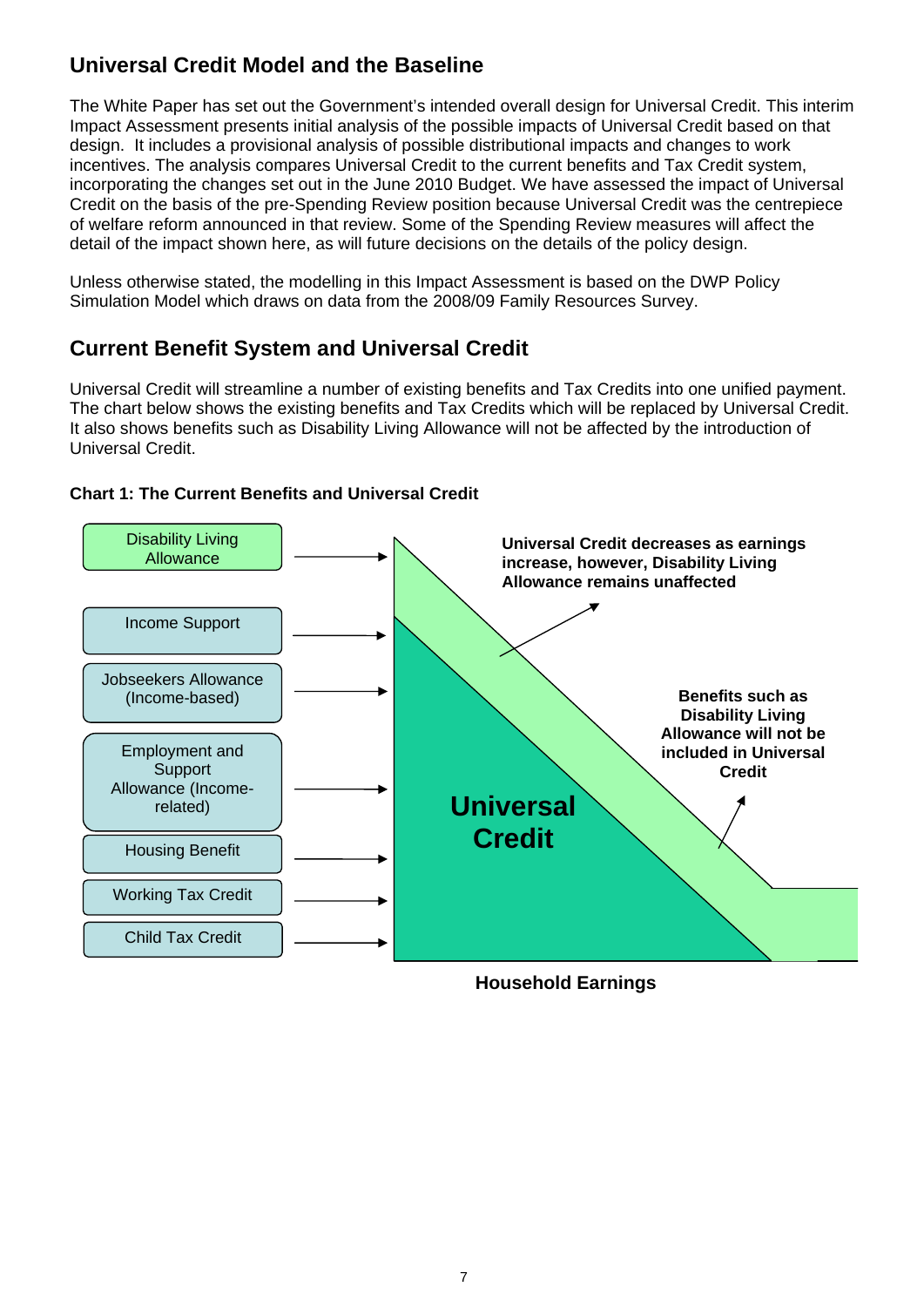## Universal Credit Model and the Baseline

The White Paper has set out the Government's intended overall design for Universal Credit. This interim Impact Assessment presents initial analysis of the possible impacts of Universal Credit based on that design. It includes a provisional analysis of possible distributional impacts and changes to work incentives. The analysis compares Universal Credit to the current benefits and Tax Credit system, incorporating the changes set out in the June 2010 Budget. We have assessed the impact of Universal Credit on the basis of the pre-Spending Review position because Universal Credit was the centrepiece of welfare reform announced in that review. Some of the Spending Review measures will affect the detail of the impact shown here, as will future decisions on the details of the policy design.

Unless otherwise stated, the modelling in this Impact Assessment is based on the DWP Policy Simulation Model which draws on data from the 2008/09 Family Resources Survey.

## Current Benefit System and Universal Credit

Universal Credit will streamline a number of existing benefits and Tax Credits into one unified payment. The chart below shows the existing benefits and Tax Credits which will be replaced by Universal Credit. It also shows benefits such as Disability Living Allowance will not be affected by the introduction of Universal Credit.

**Chart 1: The Current Benefits and Universal Credit**

Disability Living Allowance

Income Support

Jobseekers Allowance (Income-based)

Employment and Support Allowance (Income-related)

Housing Benefit

Working Tax Credit

Child Tax Credit

**Universal Credit decreases as earnings increase, however, Disability Living Allowance remains unaffected**

**Benefits such as Disability Living Allowance will not be included in Universal Credit**

**Universal Credit**

**Household Earnings**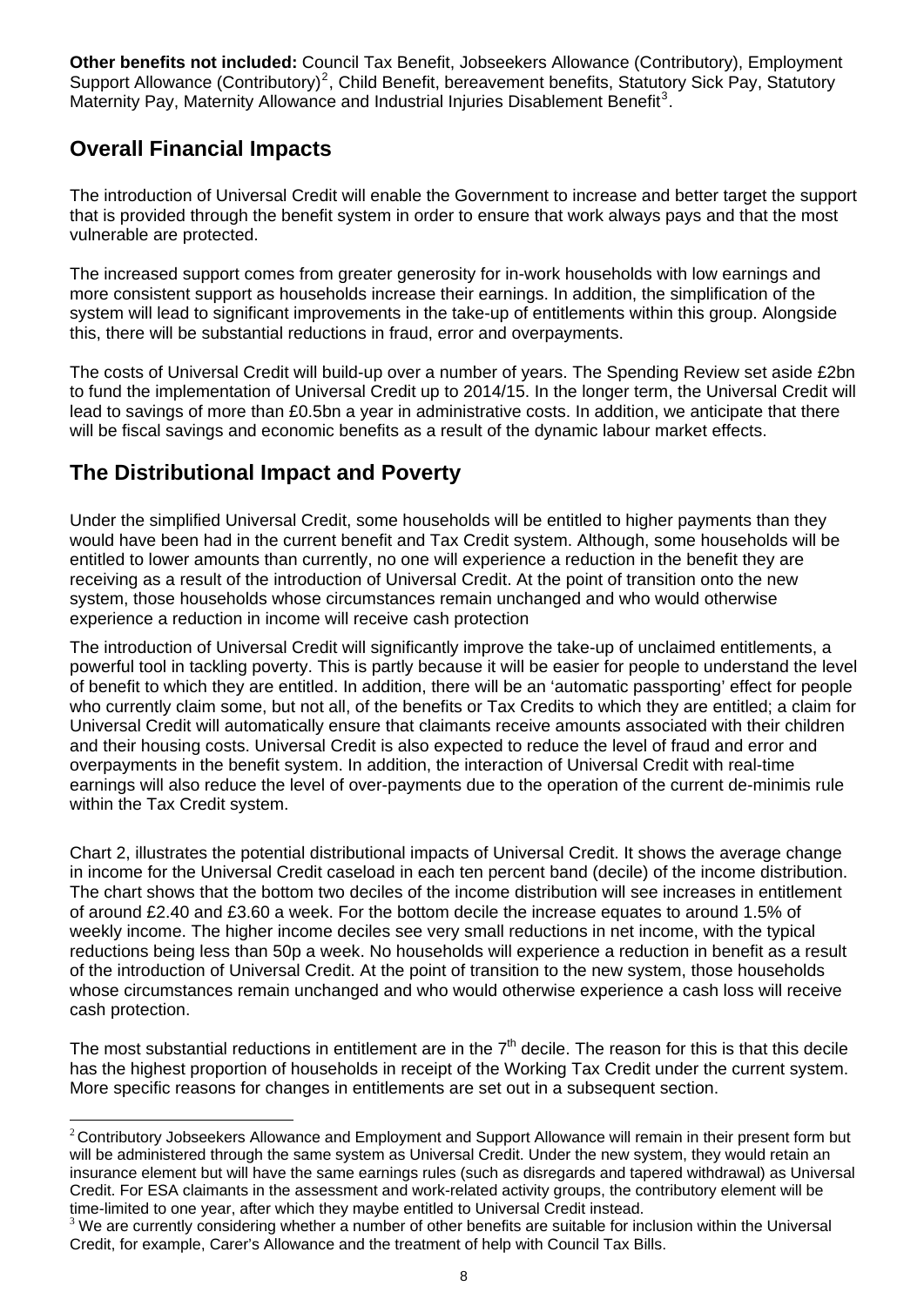**Other benefits not included:** Council Tax Benefit, Jobseekers Allowance (Contributory), Employment Support Allowance (Contributory)[2], Child Benefit, bereavement benefits, Statutory Sick Pay, Statutory Maternity Pay, Maternity Allowance and Industrial Injuries Disablement Benefit[3].

## Overall Financial Impacts

The introduction of Universal Credit will enable the Government to increase and better target the support that is provided through the benefit system in order to ensure that work always pays and that the most vulnerable are protected.

The increased support comes from greater generosity for in-work households with low earnings and more consistent support as households increase their earnings. In addition, the simplification of the system will lead to significant improvements in the take-up of entitlements within this group. Alongside this, there will be substantial reductions in fraud, error and overpayments.

The costs of Universal Credit will build-up over a number of years. The Spending Review set aside £2bn to fund the implementation of Universal Credit up to 2014/15. In the longer term, the Universal Credit will lead to savings of more than £0.5bn a year in administrative costs. In addition, we anticipate that there will be fiscal savings and economic benefits as a result of the dynamic labour market effects.

## The Distributional Impact and Poverty

Under the simplified Universal Credit, some households will be entitled to higher payments than they would have been had in the current benefit and Tax Credit system. Although, some households will be entitled to lower amounts than currently, no one will experience a reduction in the benefit they are receiving as a result of the introduction of Universal Credit. At the point of transition onto the new system, those households whose circumstances remain unchanged and who would otherwise experience a reduction in income will receive cash protection

The introduction of Universal Credit will significantly improve the take-up of unclaimed entitlements, a powerful tool in tackling poverty. This is partly because it will be easier for people to understand the level of benefit to which they are entitled. In addition, there will be an 'automatic passporting' effect for people who currently claim some, but not all, of the benefits or Tax Credits to which they are entitled; a claim for Universal Credit will automatically ensure that claimants receive amounts associated with their children and their housing costs. Universal Credit is also expected to reduce the level of fraud and error and overpayments in the benefit system. In addition, the interaction of Universal Credit with real-time earnings will also reduce the level of over-payments due to the operation of the current de-minimis rule within the Tax Credit system.

Chart 2, illustrates the potential distributional impacts of Universal Credit. It shows the average change in income for the Universal Credit caseload in each ten percent band (decile) of the income distribution. The chart shows that the bottom two deciles of the income distribution will see increases in entitlement of around £2.40 and £3.60 a week. For the bottom decile the increase equates to around 1.5% of weekly income. The higher income deciles see very small reductions in net income, with the typical reductions being less than 50p a week. No households will experience a reduction in benefit as a result of the introduction of Universal Credit. At the point of transition to the new system, those households whose circumstances remain unchanged and who would otherwise experience a cash loss will receive cash protection.

The most substantial reductions in entitlement are in the 7th decile. The reason for this is that this decile has the highest proportion of households in receipt of the Working Tax Credit under the current system. More specific reasons for changes in entitlements are set out in a subsequent section.

[2] Contributory Jobseekers Allowance and Employment and Support Allowance will remain in their present form but will be administered through the same system as Universal Credit. Under the new system, they would retain an insurance element but will have the same earnings rules (such as disregards and tapered withdrawal) as Universal Credit. For ESA claimants in the assessment and work-related activity groups, the contributory element will be time-limited to one year, after which they maybe entitled to Universal Credit instead.

[3] We are currently considering whether a number of other benefits are suitable for inclusion within the Universal Credit, for example, Carer's Allowance and the treatment of help with Council Tax Bills.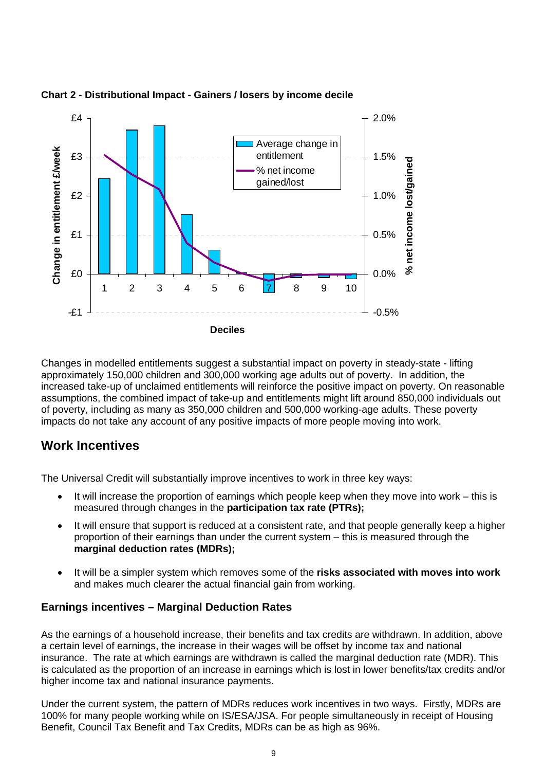**Chart 2 - Distributional Impact - Gainers / losers by income decile**

£4
£3
£2
£1
£0
-£1

Change in entitlement £/week

2.0%
1.5%
1.0%
0.5%
0.0%
-0.5%

% net income lost/gained

1 2 3 4 5 6 7 8 9 10

Deciles

Average change in entitlement

% net income gained/lost

Changes in modelled entitlements suggest a substantial impact on poverty in steady-state - lifting approximately 150,000 children and 300,000 working age adults out of poverty. In addition, the increased take-up of unclaimed entitlements will reinforce the positive impact on poverty. On reasonable assumptions, the combined impact of take-up and entitlements might lift around 850,000 individuals out of poverty, including as many as 350,000 children and 500,000 working-age adults. These poverty impacts do not take any account of any positive impacts of more people moving into work.

## Work Incentives

The Universal Credit will substantially improve incentives to work in three key ways:

- It will increase the proportion of earnings which people keep when they move into work – this is measured through changes in the **participation tax rate (PTRs);**
- It will ensure that support is reduced at a consistent rate, and that people generally keep a higher proportion of their earnings than under the current system – this is measured through the **marginal deduction rates (MDRs);**
- It will be a simpler system which removes some of the **risks associated with moves into work** and makes much clearer the actual financial gain from working.

### Earnings incentives – Marginal Deduction Rates

As the earnings of a household increase, their benefits and tax credits are withdrawn. In addition, above a certain level of earnings, the increase in their wages will be offset by income tax and national insurance. The rate at which earnings are withdrawn is called the marginal deduction rate (MDR). This is calculated as the proportion of an increase in earnings which is lost in lower benefits/tax credits and/or higher income tax and national insurance payments.

Under the current system, the pattern of MDRs reduces work incentives in two ways. Firstly, MDRs are 100% for many people working while on IS/ESA/JSA. For people simultaneously in receipt of Housing Benefit, Council Tax Benefit and Tax Credits, MDRs can be as high as 96%.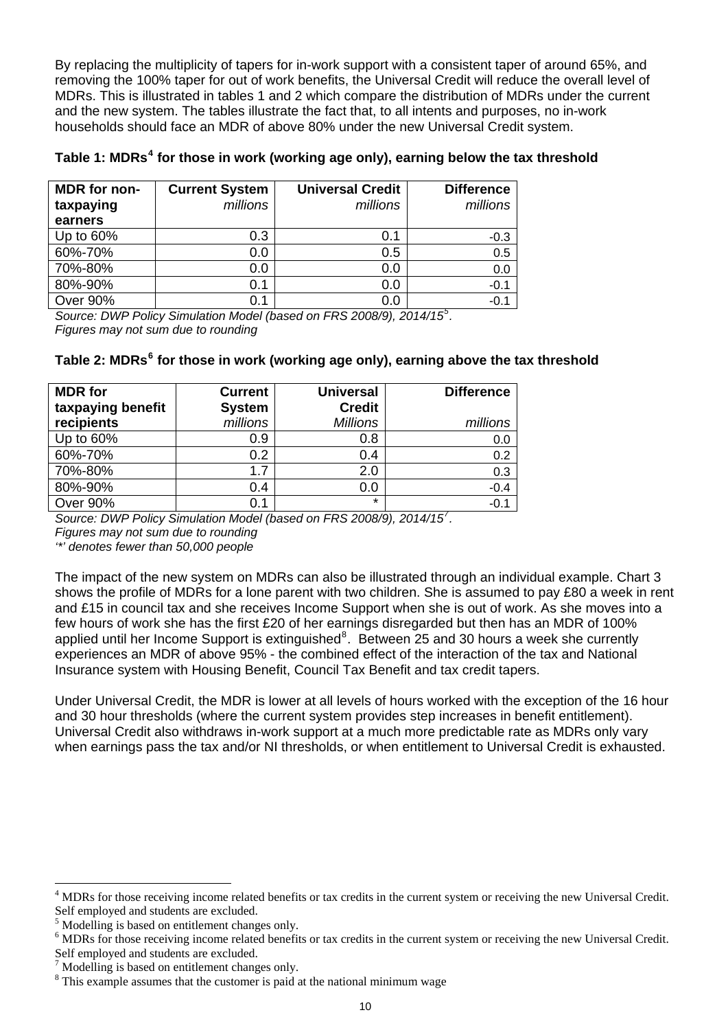By replacing the multiplicity of tapers for in-work support with a consistent taper of around 65%, and removing the 100% taper for out of work benefits, the Universal Credit will reduce the overall level of MDRs. This is illustrated in tables 1 and 2 which compare the distribution of MDRs under the current and the new system. The tables illustrate the fact that, to all intents and purposes, no in-work households should face an MDR of above 80% under the new Universal Credit system.

**Table 1: MDRs[4] for those in work (working age only), earning below the tax threshold**

| MDR for non-taxpaying earners | Current System *millions* | Universal Credit *millions* | Difference *millions* |
|---|---|---|---|
| Up to 60% | 0.3 | 0.1 | -0.3 |
| 60%-70% | 0.0 | 0.5 | 0.5 |
| 70%-80% | 0.0 | 0.0 | 0.0 |
| 80%-90% | 0.1 | 0.0 | -0.1 |
| Over 90% | 0.1 | 0.0 | -0.1 |

*Source: DWP Policy Simulation Model (based on FRS 2008/9), 2014/15[5].*
*Figures may not sum due to rounding*

**Table 2: MDRs[6] for those in work (working age only), earning above the tax threshold**

| MDR for taxpaying benefit recipients | Current System *millions* | Universal Credit *Millions* | Difference *millions* |
|---|---|---|---|
| Up to 60% | 0.9 | 0.8 | 0.0 |
| 60%-70% | 0.2 | 0.4 | 0.2 |
| 70%-80% | 1.7 | 2.0 | 0.3 |
| 80%-90% | 0.4 | 0.0 | -0.4 |
| Over 90% | 0.1 | * | -0.1 |

*Source: DWP Policy Simulation Model (based on FRS 2008/9), 2014/15[7].*
*Figures may not sum due to rounding*
*'*' denotes fewer than 50,000 people*

The impact of the new system on MDRs can also be illustrated through an individual example. Chart 3 shows the profile of MDRs for a lone parent with two children. She is assumed to pay £80 a week in rent and £15 in council tax and she receives Income Support when she is out of work. As she moves into a few hours of work she has the first £20 of her earnings disregarded but then has an MDR of 100% applied until her Income Support is extinguished[8]. Between 25 and 30 hours a week she currently experiences an MDR of above 95% - the combined effect of the interaction of the tax and National Insurance system with Housing Benefit, Council Tax Benefit and tax credit tapers.

Under Universal Credit, the MDR is lower at all levels of hours worked with the exception of the 16 hour and 30 hour thresholds (where the current system provides step increases in benefit entitlement). Universal Credit also withdraws in-work support at a much more predictable rate as MDRs only vary when earnings pass the tax and/or NI thresholds, or when entitlement to Universal Credit is exhausted.

---

[4] MDRs for those receiving income related benefits or tax credits in the current system or receiving the new Universal Credit. Self employed and students are excluded.

[5] Modelling is based on entitlement changes only.

[6] MDRs for those receiving income related benefits or tax credits in the current system or receiving the new Universal Credit. Self employed and students are excluded.

[7] Modelling is based on entitlement changes only.

[8] This example assumes that the customer is paid at the national minimum wage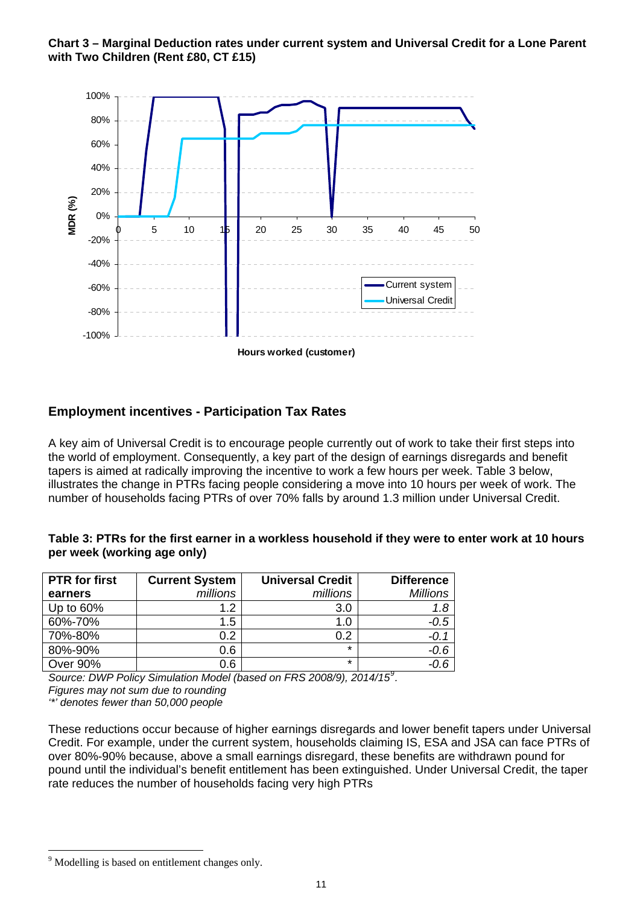**Chart 3 – Marginal Deduction rates under current system and Universal Credit for a Lone Parent with Two Children (Rent £80, CT £15)**

100%
80%
60%
40%
20%
0%
-20%
-40%
-60%
-80%
-100%

MDR (%)

0 5 10 15 20 25 30 35 40 45 50

Hours worked (customer)

Current system
Universal Credit

## Employment incentives - Participation Tax Rates

A key aim of Universal Credit is to encourage people currently out of work to take their first steps into the world of employment. Consequently, a key part of the design of earnings disregards and benefit tapers is aimed at radically improving the incentive to work a few hours per week. Table 3 below, illustrates the change in PTRs facing people considering a move into 10 hours per week of work. The number of households facing PTRs of over 70% falls by around 1.3 million under Universal Credit.

**Table 3: PTRs for the first earner in a workless household if they were to enter work at 10 hours per week (working age only)**

| PTR for first earners | Current System *millions* | Universal Credit *millions* | Difference *Millions* |
|---|---|---|---|
| Up to 60% | 1.2 | 3.0 | *1.8* |
| 60%-70% | 1.5 | 1.0 | *-0.5* |
| 70%-80% | 0.2 | 0.2 | *-0.1* |
| 80%-90% | 0.6 | * | *-0.6* |
| Over 90% | 0.6 | * | *-0.6* |

*Source: DWP Policy Simulation Model (based on FRS 2008/9), 2014/15[9].*
*Figures may not sum due to rounding*
*'*' denotes fewer than 50,000 people*

These reductions occur because of higher earnings disregards and lower benefit tapers under Universal Credit. For example, under the current system, households claiming IS, ESA and JSA can face PTRs of over 80%-90% because, above a small earnings disregard, these benefits are withdrawn pound for pound until the individual's benefit entitlement has been extinguished. Under Universal Credit, the taper rate reduces the number of households facing very high PTRs

[9] Modelling is based on entitlement changes only.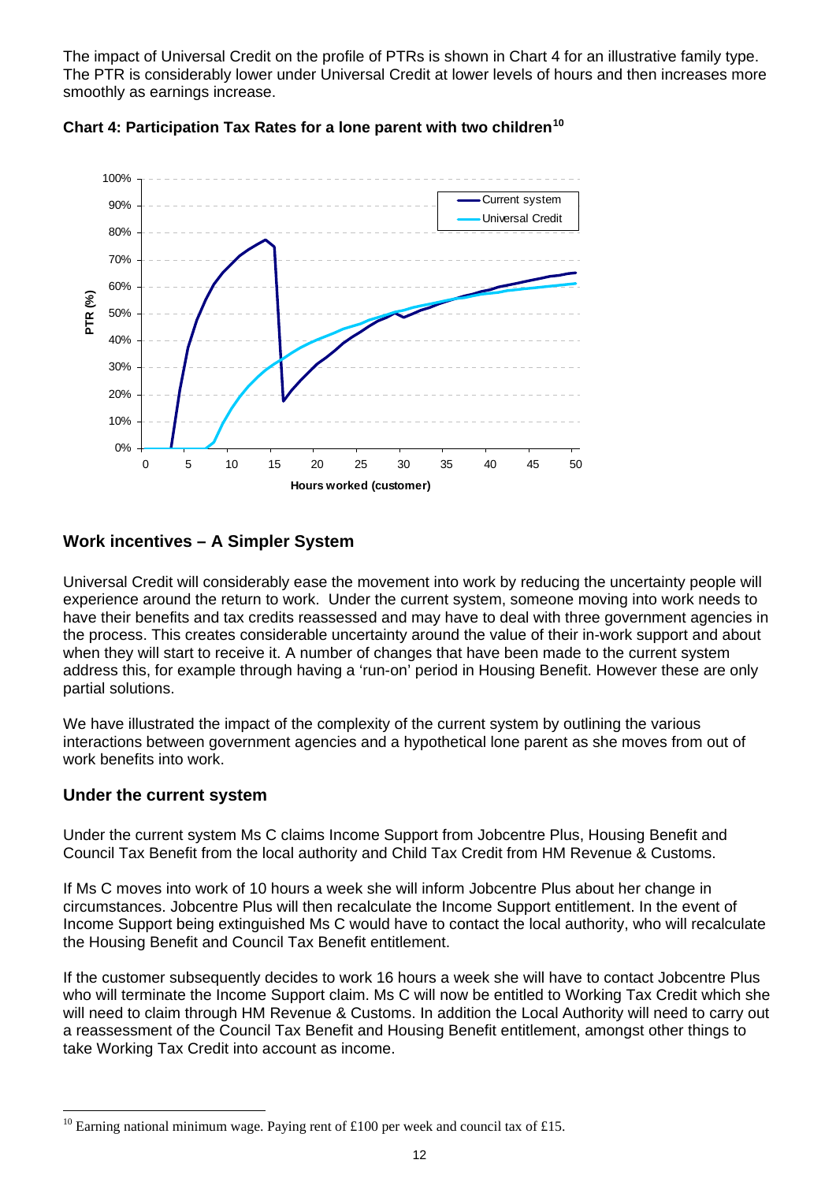The impact of Universal Credit on the profile of PTRs is shown in Chart 4 for an illustrative family type. The PTR is considerably lower under Universal Credit at lower levels of hours and then increases more smoothly as earnings increase.

**Chart 4: Participation Tax Rates for a lone parent with two children[10]**

100%
90%
80%
70%
60%
50%
40%
30%
20%
10%
0%

PTR (%)

0 5 10 15 20 25 30 35 40 45 50

Hours worked (customer)

Current system
Universal Credit

## Work incentives – A Simpler System

Universal Credit will considerably ease the movement into work by reducing the uncertainty people will experience around the return to work. Under the current system, someone moving into work needs to have their benefits and tax credits reassessed and may have to deal with three government agencies in the process. This creates considerable uncertainty around the value of their in-work support and about when they will start to receive it. A number of changes that have been made to the current system address this, for example through having a 'run-on' period in Housing Benefit. However these are only partial solutions.

We have illustrated the impact of the complexity of the current system by outlining the various interactions between government agencies and a hypothetical lone parent as she moves from out of work benefits into work.

## Under the current system

Under the current system Ms C claims Income Support from Jobcentre Plus, Housing Benefit and Council Tax Benefit from the local authority and Child Tax Credit from HM Revenue & Customs.

If Ms C moves into work of 10 hours a week she will inform Jobcentre Plus about her change in circumstances. Jobcentre Plus will then recalculate the Income Support entitlement. In the event of Income Support being extinguished Ms C would have to contact the local authority, who will recalculate the Housing Benefit and Council Tax Benefit entitlement.

If the customer subsequently decides to work 16 hours a week she will have to contact Jobcentre Plus who will terminate the Income Support claim. Ms C will now be entitled to Working Tax Credit which she will need to claim through HM Revenue & Customs. In addition the Local Authority will need to carry out a reassessment of the Council Tax Benefit and Housing Benefit entitlement, amongst other things to take Working Tax Credit into account as income.

[10] Earning national minimum wage. Paying rent of £100 per week and council tax of £15.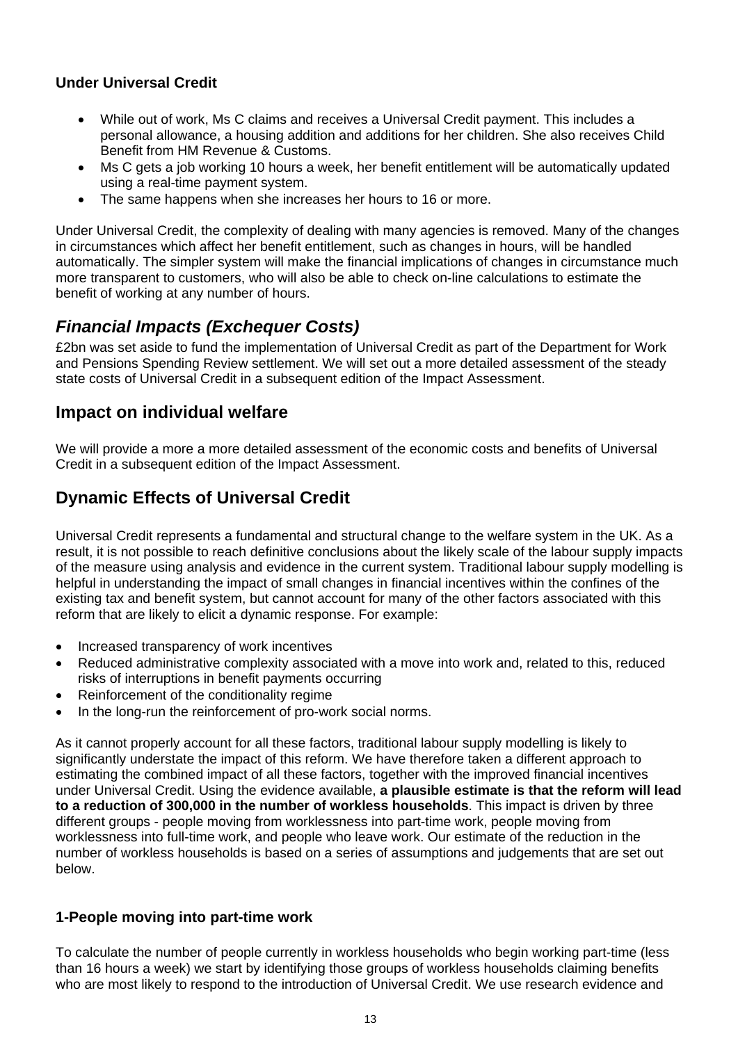**Under Universal Credit**

- While out of work, Ms C claims and receives a Universal Credit payment. This includes a personal allowance, a housing addition and additions for her children. She also receives Child Benefit from HM Revenue & Customs.
- Ms C gets a job working 10 hours a week, her benefit entitlement will be automatically updated using a real-time payment system.
- The same happens when she increases her hours to 16 or more.

Under Universal Credit, the complexity of dealing with many agencies is removed. Many of the changes in circumstances which affect her benefit entitlement, such as changes in hours, will be handled automatically. The simpler system will make the financial implications of changes in circumstance much more transparent to customers, who will also be able to check on-line calculations to estimate the benefit of working at any number of hours.

## *Financial Impacts (Exchequer Costs)*

£2bn was set aside to fund the implementation of Universal Credit as part of the Department for Work and Pensions Spending Review settlement. We will set out a more detailed assessment of the steady state costs of Universal Credit in a subsequent edition of the Impact Assessment.

## Impact on individual welfare

We will provide a more a more detailed assessment of the economic costs and benefits of Universal Credit in a subsequent edition of the Impact Assessment.

## Dynamic Effects of Universal Credit

Universal Credit represents a fundamental and structural change to the welfare system in the UK. As a result, it is not possible to reach definitive conclusions about the likely scale of the labour supply impacts of the measure using analysis and evidence in the current system. Traditional labour supply modelling is helpful in understanding the impact of small changes in financial incentives within the confines of the existing tax and benefit system, but cannot account for many of the other factors associated with this reform that are likely to elicit a dynamic response. For example:

- Increased transparency of work incentives
- Reduced administrative complexity associated with a move into work and, related to this, reduced risks of interruptions in benefit payments occurring
- Reinforcement of the conditionality regime
- In the long-run the reinforcement of pro-work social norms.

As it cannot properly account for all these factors, traditional labour supply modelling is likely to significantly understate the impact of this reform. We have therefore taken a different approach to estimating the combined impact of all these factors, together with the improved financial incentives under Universal Credit. Using the evidence available, **a plausible estimate is that the reform will lead to a reduction of 300,000 in the number of workless households**. This impact is driven by three different groups - people moving from worklessness into part-time work, people moving from worklessness into full-time work, and people who leave work. Our estimate of the reduction in the number of workless households is based on a series of assumptions and judgements that are set out below.

### 1-People moving into part-time work

To calculate the number of people currently in workless households who begin working part-time (less than 16 hours a week) we start by identifying those groups of workless households claiming benefits who are most likely to respond to the introduction of Universal Credit. We use research evidence and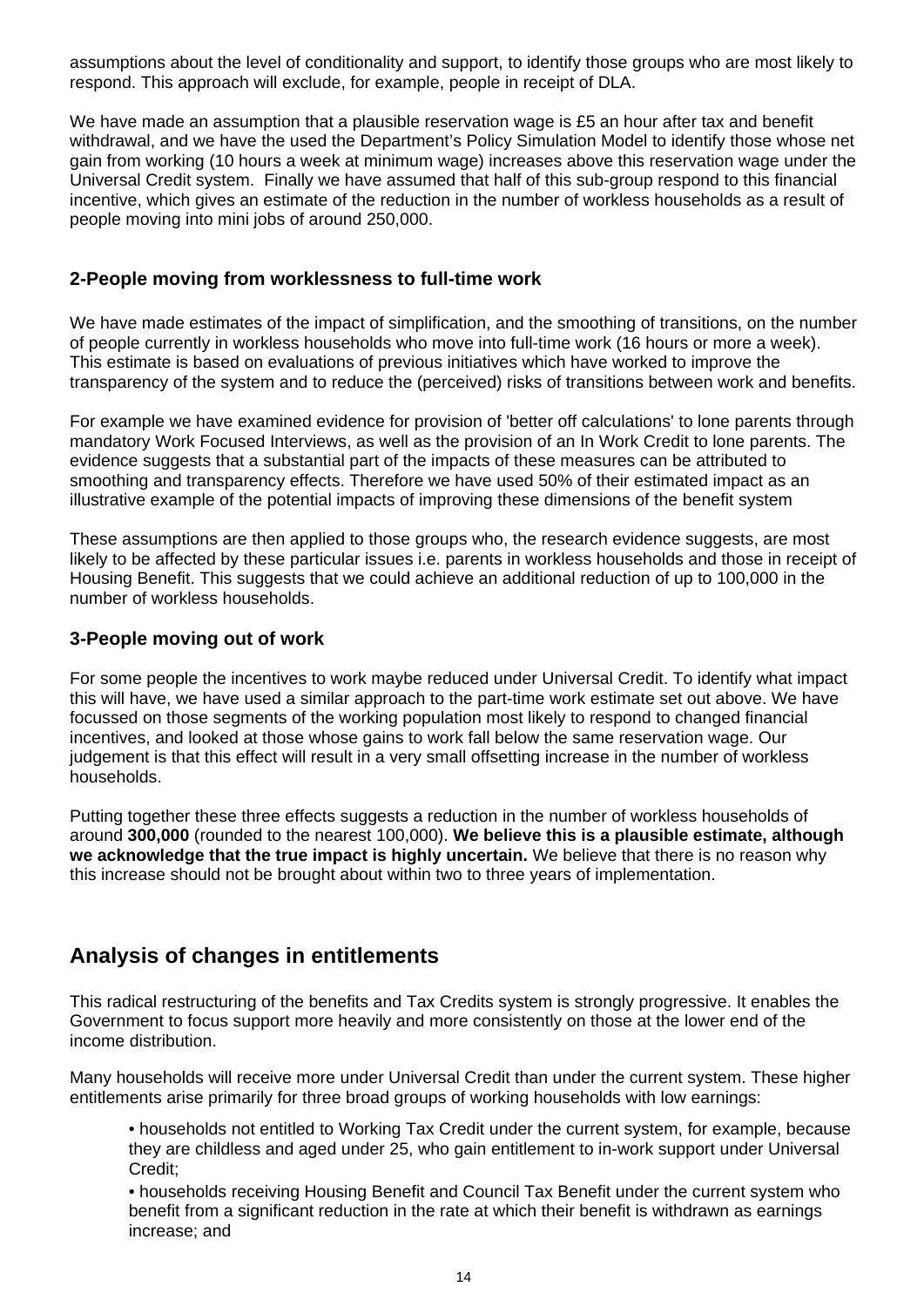assumptions about the level of conditionality and support, to identify those groups who are most likely to respond. This approach will exclude, for example, people in receipt of DLA.

We have made an assumption that a plausible reservation wage is £5 an hour after tax and benefit withdrawal, and we have the used the Department's Policy Simulation Model to identify those whose net gain from working (10 hours a week at minimum wage) increases above this reservation wage under the Universal Credit system. Finally we have assumed that half of this sub-group respond to this financial incentive, which gives an estimate of the reduction in the number of workless households as a result of people moving into mini jobs of around 250,000.

### 2-People moving from worklessness to full-time work

We have made estimates of the impact of simplification, and the smoothing of transitions, on the number of people currently in workless households who move into full-time work (16 hours or more a week). This estimate is based on evaluations of previous initiatives which have worked to improve the transparency of the system and to reduce the (perceived) risks of transitions between work and benefits.

For example we have examined evidence for provision of 'better off calculations' to lone parents through mandatory Work Focused Interviews, as well as the provision of an In Work Credit to lone parents. The evidence suggests that a substantial part of the impacts of these measures can be attributed to smoothing and transparency effects. Therefore we have used 50% of their estimated impact as an illustrative example of the potential impacts of improving these dimensions of the benefit system

These assumptions are then applied to those groups who, the research evidence suggests, are most likely to be affected by these particular issues i.e. parents in workless households and those in receipt of Housing Benefit. This suggests that we could achieve an additional reduction of up to 100,000 in the number of workless households.

### 3-People moving out of work

For some people the incentives to work maybe reduced under Universal Credit. To identify what impact this will have, we have used a similar approach to the part-time work estimate set out above. We have focussed on those segments of the working population most likely to respond to changed financial incentives, and looked at those whose gains to work fall below the same reservation wage. Our judgement is that this effect will result in a very small offsetting increase in the number of workless households.

Putting together these three effects suggests a reduction in the number of workless households of around **300,000** (rounded to the nearest 100,000). **We believe this is a plausible estimate, although we acknowledge that the true impact is highly uncertain.** We believe that there is no reason why this increase should not be brought about within two to three years of implementation.

## Analysis of changes in entitlements

This radical restructuring of the benefits and Tax Credits system is strongly progressive. It enables the Government to focus support more heavily and more consistently on those at the lower end of the income distribution.

Many households will receive more under Universal Credit than under the current system. These higher entitlements arise primarily for three broad groups of working households with low earnings:

- households not entitled to Working Tax Credit under the current system, for example, because they are childless and aged under 25, who gain entitlement to in-work support under Universal Credit;
- households receiving Housing Benefit and Council Tax Benefit under the current system who benefit from a significant reduction in the rate at which their benefit is withdrawn as earnings increase; and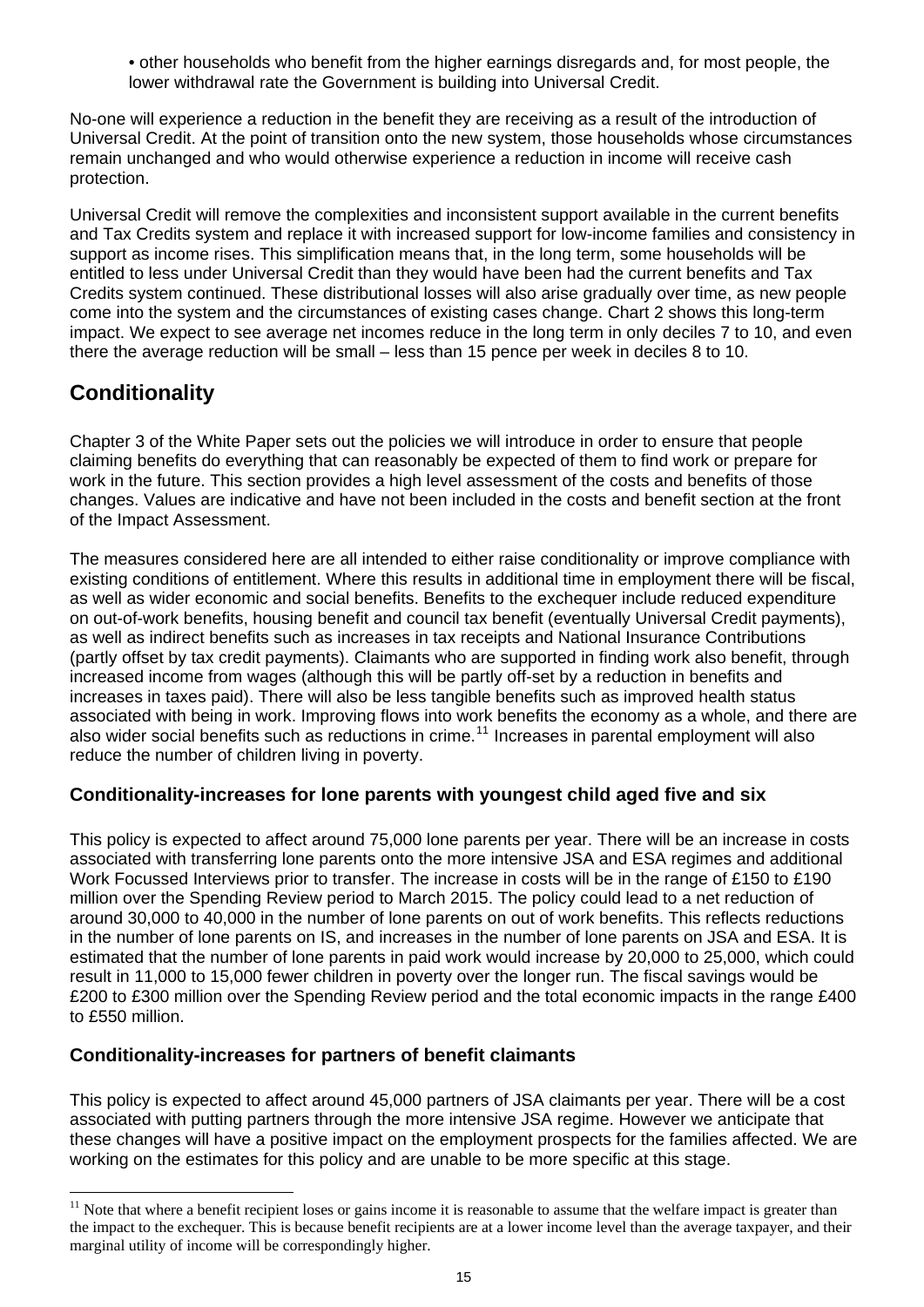- other households who benefit from the higher earnings disregards and, for most people, the lower withdrawal rate the Government is building into Universal Credit.

No-one will experience a reduction in the benefit they are receiving as a result of the introduction of Universal Credit. At the point of transition onto the new system, those households whose circumstances remain unchanged and who would otherwise experience a reduction in income will receive cash protection.

Universal Credit will remove the complexities and inconsistent support available in the current benefits and Tax Credits system and replace it with increased support for low-income families and consistency in support as income rises. This simplification means that, in the long term, some households will be entitled to less under Universal Credit than they would have been had the current benefits and Tax Credits system continued. These distributional losses will also arise gradually over time, as new people come into the system and the circumstances of existing cases change. Chart 2 shows this long-term impact. We expect to see average net incomes reduce in the long term in only deciles 7 to 10, and even there the average reduction will be small – less than 15 pence per week in deciles 8 to 10.

## Conditionality

Chapter 3 of the White Paper sets out the policies we will introduce in order to ensure that people claiming benefits do everything that can reasonably be expected of them to find work or prepare for work in the future. This section provides a high level assessment of the costs and benefits of those changes. Values are indicative and have not been included in the costs and benefit section at the front of the Impact Assessment.

The measures considered here are all intended to either raise conditionality or improve compliance with existing conditions of entitlement. Where this results in additional time in employment there will be fiscal, as well as wider economic and social benefits. Benefits to the exchequer include reduced expenditure on out-of-work benefits, housing benefit and council tax benefit (eventually Universal Credit payments), as well as indirect benefits such as increases in tax receipts and National Insurance Contributions (partly offset by tax credit payments). Claimants who are supported in finding work also benefit, through increased income from wages (although this will be partly off-set by a reduction in benefits and increases in taxes paid). There will also be less tangible benefits such as improved health status associated with being in work. Improving flows into work benefits the economy as a whole, and there are also wider social benefits such as reductions in crime.[11] Increases in parental employment will also reduce the number of children living in poverty.

### Conditionality-increases for lone parents with youngest child aged five and six

This policy is expected to affect around 75,000 lone parents per year. There will be an increase in costs associated with transferring lone parents onto the more intensive JSA and ESA regimes and additional Work Focussed Interviews prior to transfer. The increase in costs will be in the range of £150 to £190 million over the Spending Review period to March 2015. The policy could lead to a net reduction of around 30,000 to 40,000 in the number of lone parents on out of work benefits. This reflects reductions in the number of lone parents on IS, and increases in the number of lone parents on JSA and ESA. It is estimated that the number of lone parents in paid work would increase by 20,000 to 25,000, which could result in 11,000 to 15,000 fewer children in poverty over the longer run. The fiscal savings would be £200 to £300 million over the Spending Review period and the total economic impacts in the range £400 to £550 million.

### Conditionality-increases for partners of benefit claimants

This policy is expected to affect around 45,000 partners of JSA claimants per year. There will be a cost associated with putting partners through the more intensive JSA regime. However we anticipate that these changes will have a positive impact on the employment prospects for the families affected. We are working on the estimates for this policy and are unable to be more specific at this stage.

[11] Note that where a benefit recipient loses or gains income it is reasonable to assume that the welfare impact is greater than the impact to the exchequer. This is because benefit recipients are at a lower income level than the average taxpayer, and their marginal utility of income will be correspondingly higher.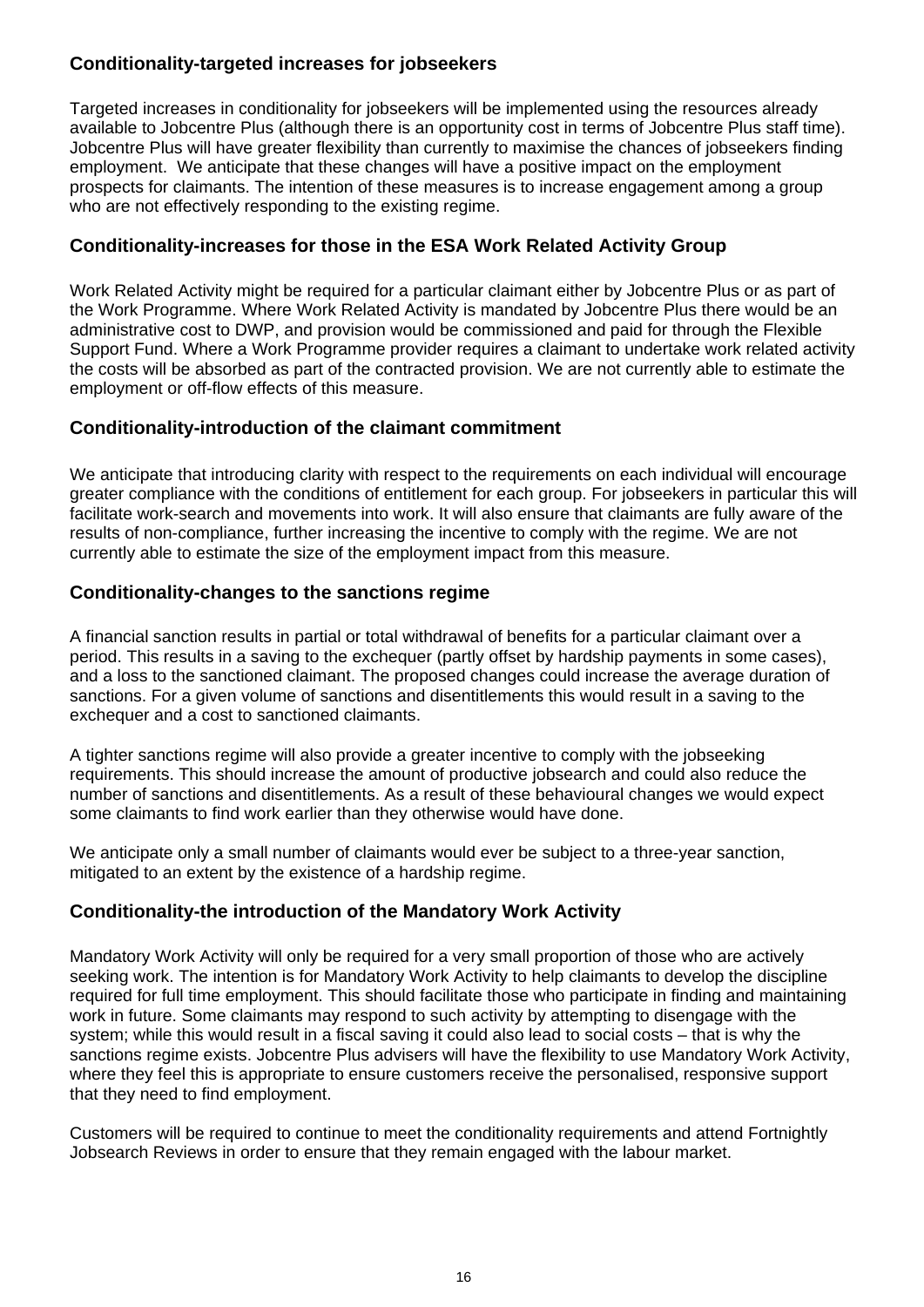### Conditionality-targeted increases for jobseekers

Targeted increases in conditionality for jobseekers will be implemented using the resources already available to Jobcentre Plus (although there is an opportunity cost in terms of Jobcentre Plus staff time). Jobcentre Plus will have greater flexibility than currently to maximise the chances of jobseekers finding employment. We anticipate that these changes will have a positive impact on the employment prospects for claimants. The intention of these measures is to increase engagement among a group who are not effectively responding to the existing regime.

### Conditionality-increases for those in the ESA Work Related Activity Group

Work Related Activity might be required for a particular claimant either by Jobcentre Plus or as part of the Work Programme. Where Work Related Activity is mandated by Jobcentre Plus there would be an administrative cost to DWP, and provision would be commissioned and paid for through the Flexible Support Fund. Where a Work Programme provider requires a claimant to undertake work related activity the costs will be absorbed as part of the contracted provision. We are not currently able to estimate the employment or off-flow effects of this measure.

### Conditionality-introduction of the claimant commitment

We anticipate that introducing clarity with respect to the requirements on each individual will encourage greater compliance with the conditions of entitlement for each group. For jobseekers in particular this will facilitate work-search and movements into work. It will also ensure that claimants are fully aware of the results of non-compliance, further increasing the incentive to comply with the regime. We are not currently able to estimate the size of the employment impact from this measure.

### Conditionality-changes to the sanctions regime

A financial sanction results in partial or total withdrawal of benefits for a particular claimant over a period. This results in a saving to the exchequer (partly offset by hardship payments in some cases), and a loss to the sanctioned claimant. The proposed changes could increase the average duration of sanctions. For a given volume of sanctions and disentitlements this would result in a saving to the exchequer and a cost to sanctioned claimants.

A tighter sanctions regime will also provide a greater incentive to comply with the jobseeking requirements. This should increase the amount of productive jobsearch and could also reduce the number of sanctions and disentitlements. As a result of these behavioural changes we would expect some claimants to find work earlier than they otherwise would have done.

We anticipate only a small number of claimants would ever be subject to a three-year sanction, mitigated to an extent by the existence of a hardship regime.

### Conditionality-the introduction of the Mandatory Work Activity

Mandatory Work Activity will only be required for a very small proportion of those who are actively seeking work. The intention is for Mandatory Work Activity to help claimants to develop the discipline required for full time employment. This should facilitate those who participate in finding and maintaining work in future. Some claimants may respond to such activity by attempting to disengage with the system; while this would result in a fiscal saving it could also lead to social costs – that is why the sanctions regime exists. Jobcentre Plus advisers will have the flexibility to use Mandatory Work Activity, where they feel this is appropriate to ensure customers receive the personalised, responsive support that they need to find employment.

Customers will be required to continue to meet the conditionality requirements and attend Fortnightly Jobsearch Reviews in order to ensure that they remain engaged with the labour market.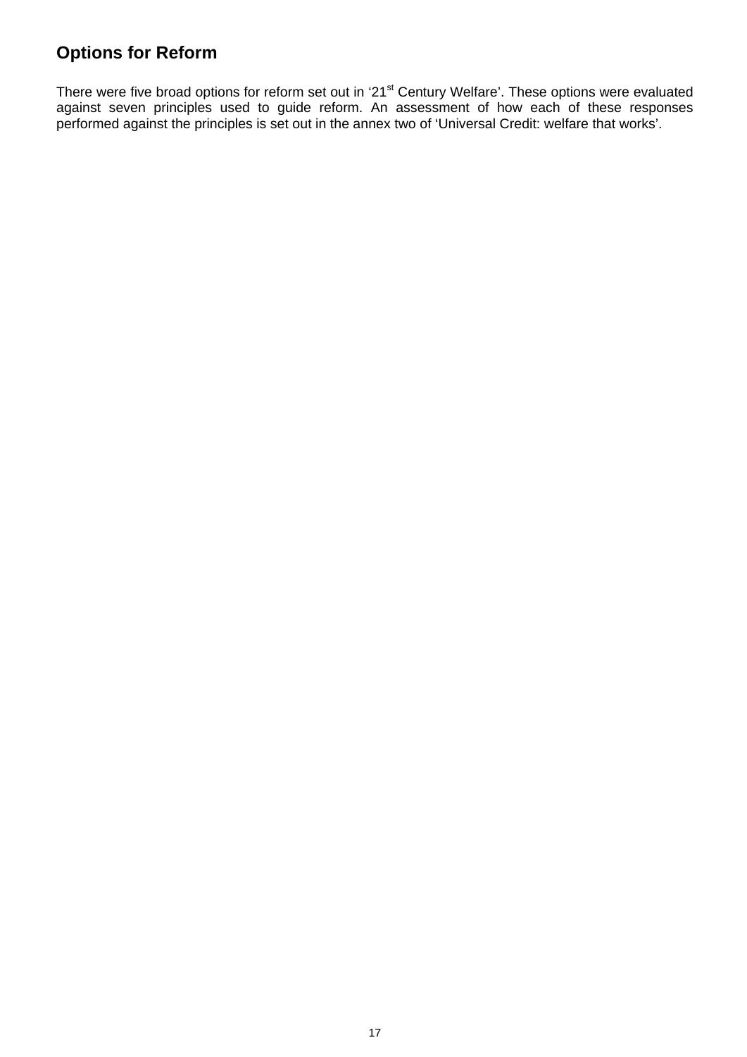## Options for Reform

There were five broad options for reform set out in '21st Century Welfare'. These options were evaluated against seven principles used to guide reform. An assessment of how each of these responses performed against the principles is set out in the annex two of 'Universal Credit: welfare that works'.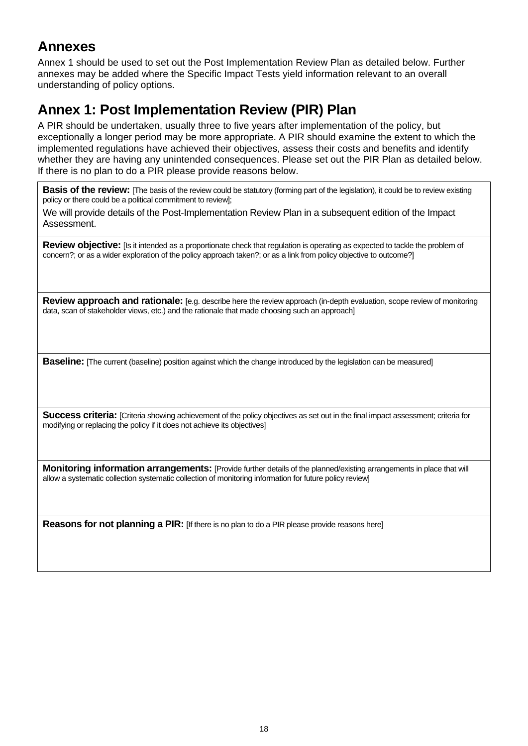## Annexes

Annex 1 should be used to set out the Post Implementation Review Plan as detailed below. Further annexes may be added where the Specific Impact Tests yield information relevant to an overall understanding of policy options.

## Annex 1: Post Implementation Review (PIR) Plan

A PIR should be undertaken, usually three to five years after implementation of the policy, but exceptionally a longer period may be more appropriate. A PIR should examine the extent to which the implemented regulations have achieved their objectives, assess their costs and benefits and identify whether they are having any unintended consequences. Please set out the PIR Plan as detailed below. If there is no plan to do a PIR please provide reasons below.

| |
|---|
| **Basis of the review:** [The basis of the review could be statutory (forming part of the legislation), it could be to review existing policy or there could be a political commitment to review]; <br> We will provide details of the Post-Implementation Review Plan in a subsequent edition of the Impact Assessment. |
| **Review objective:** [Is it intended as a proportionate check that regulation is operating as expected to tackle the problem of concern?; or as a wider exploration of the policy approach taken?; or as a link from policy objective to outcome?] |
| **Review approach and rationale:** [e.g. describe here the review approach (in-depth evaluation, scope review of monitoring data, scan of stakeholder views, etc.) and the rationale that made choosing such an approach] |
| **Baseline:** [The current (baseline) position against which the change introduced by the legislation can be measured] |
| **Success criteria:** [Criteria showing achievement of the policy objectives as set out in the final impact assessment; criteria for modifying or replacing the policy if it does not achieve its objectives] |
| **Monitoring information arrangements:** [Provide further details of the planned/existing arrangements in place that will allow a systematic collection systematic collection of monitoring information for future policy review] |
| **Reasons for not planning a PIR:** [If there is no plan to do a PIR please provide reasons here] |